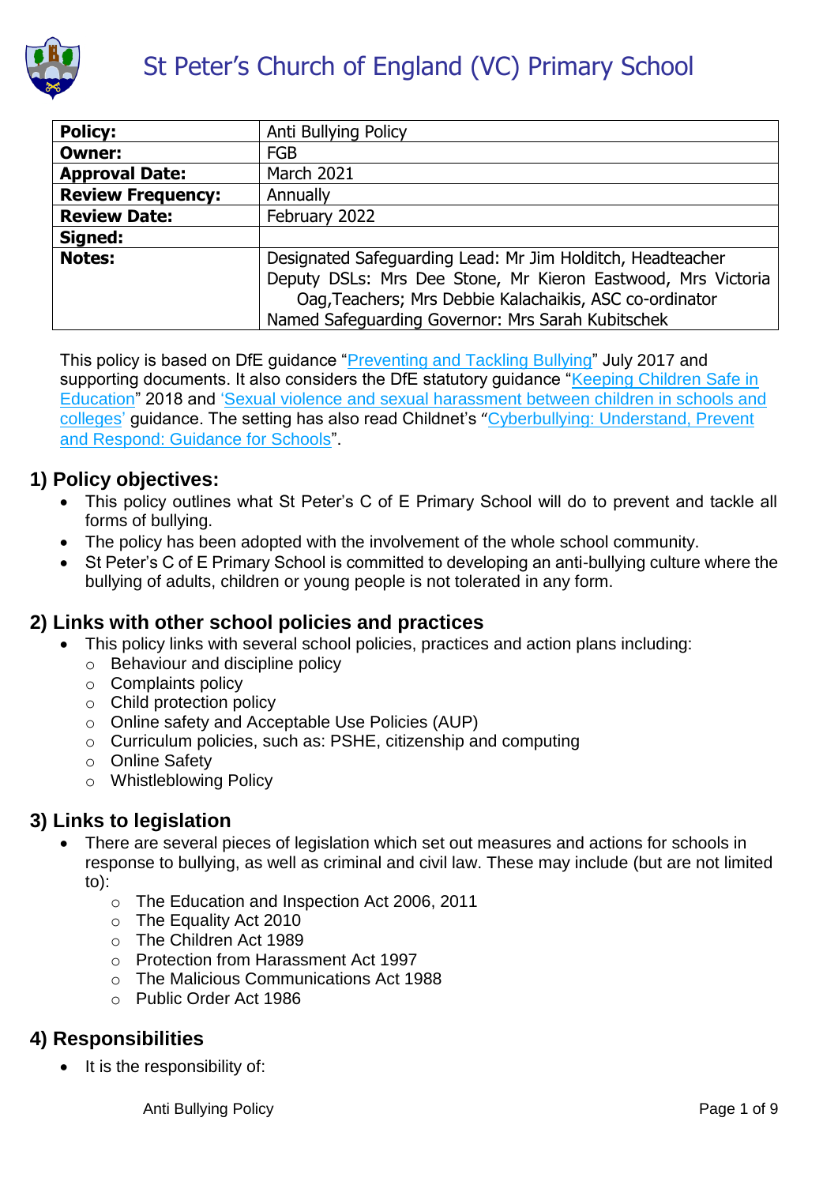# St Peter's Church of England (VC) Primary School

| **Policy:** | Anti Bullying Policy |
|---|---|
| **Owner:** | FGB |
| **Approval Date:** | March 2021 |
| **Review Frequency:** | Annually |
| **Review Date:** | February 2022 |
| **Signed:** | |
| **Notes:** | Designated Safeguarding Lead: Mr Jim Holditch, Headteacher<br>Deputy DSLs: Mrs Dee Stone, Mr Kieron Eastwood, Mrs Victoria Oag,Teachers; Mrs Debbie Kalachaikis, ASC co-ordinator<br>Named Safeguarding Governor: Mrs Sarah Kubitschek |

This policy is based on DfE guidance "Preventing and Tackling Bullying" July 2017 and supporting documents. It also considers the DfE statutory guidance "Keeping Children Safe in Education" 2018 and 'Sexual violence and sexual harassment between children in schools and colleges' guidance. The setting has also read Childnet's "Cyberbullying: Understand, Prevent and Respond: Guidance for Schools".

## 1) Policy objectives:

- This policy outlines what St Peter's C of E Primary School will do to prevent and tackle all forms of bullying.
- The policy has been adopted with the involvement of the whole school community.
- St Peter's C of E Primary School is committed to developing an anti-bullying culture where the bullying of adults, children or young people is not tolerated in any form.

## 2) Links with other school policies and practices

- This policy links with several school policies, practices and action plans including:
  - Behaviour and discipline policy
  - Complaints policy
  - Child protection policy
  - Online safety and Acceptable Use Policies (AUP)
  - Curriculum policies, such as: PSHE, citizenship and computing
  - Online Safety
  - Whistleblowing Policy

## 3) Links to legislation

- There are several pieces of legislation which set out measures and actions for schools in response to bullying, as well as criminal and civil law. These may include (but are not limited to):
  - The Education and Inspection Act 2006, 2011
  - The Equality Act 2010
  - The Children Act 1989
  - Protection from Harassment Act 1997
  - The Malicious Communications Act 1988
  - Public Order Act 1986

## 4) Responsibilities

- It is the responsibility of: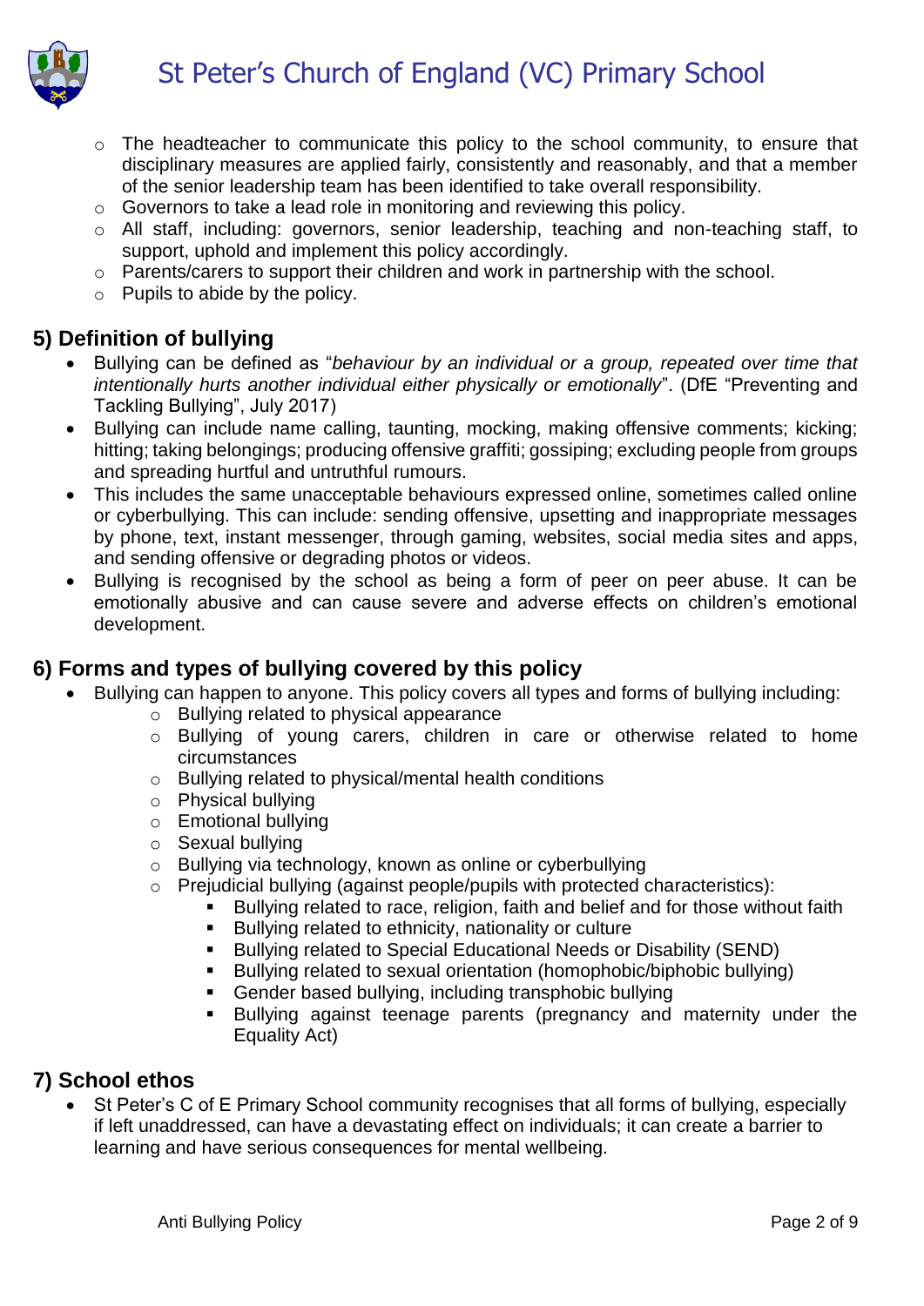- The headteacher to communicate this policy to the school community, to ensure that disciplinary measures are applied fairly, consistently and reasonably, and that a member of the senior leadership team has been identified to take overall responsibility.
- Governors to take a lead role in monitoring and reviewing this policy.
- All staff, including: governors, senior leadership, teaching and non-teaching staff, to support, uphold and implement this policy accordingly.
- Parents/carers to support their children and work in partnership with the school.
- Pupils to abide by the policy.

## 5) Definition of bullying

- Bullying can be defined as "*behaviour by an individual or a group, repeated over time that intentionally hurts another individual either physically or emotionally*". (DfE "Preventing and Tackling Bullying", July 2017)
- Bullying can include name calling, taunting, mocking, making offensive comments; kicking; hitting; taking belongings; producing offensive graffiti; gossiping; excluding people from groups and spreading hurtful and untruthful rumours.
- This includes the same unacceptable behaviours expressed online, sometimes called online or cyberbullying. This can include: sending offensive, upsetting and inappropriate messages by phone, text, instant messenger, through gaming, websites, social media sites and apps, and sending offensive or degrading photos or videos.
- Bullying is recognised by the school as being a form of peer on peer abuse. It can be emotionally abusive and can cause severe and adverse effects on children's emotional development.

## 6) Forms and types of bullying covered by this policy

- Bullying can happen to anyone. This policy covers all types and forms of bullying including:
  - Bullying related to physical appearance
  - Bullying of young carers, children in care or otherwise related to home circumstances
  - Bullying related to physical/mental health conditions
  - Physical bullying
  - Emotional bullying
  - Sexual bullying
  - Bullying via technology, known as online or cyberbullying
  - Prejudicial bullying (against people/pupils with protected characteristics):
    - Bullying related to race, religion, faith and belief and for those without faith
    - Bullying related to ethnicity, nationality or culture
    - Bullying related to Special Educational Needs or Disability (SEND)
    - Bullying related to sexual orientation (homophobic/biphobic bullying)
    - Gender based bullying, including transphobic bullying
    - Bullying against teenage parents (pregnancy and maternity under the Equality Act)

## 7) School ethos

- St Peter's C of E Primary School community recognises that all forms of bullying, especially if left unaddressed, can have a devastating effect on individuals; it can create a barrier to learning and have serious consequences for mental wellbeing.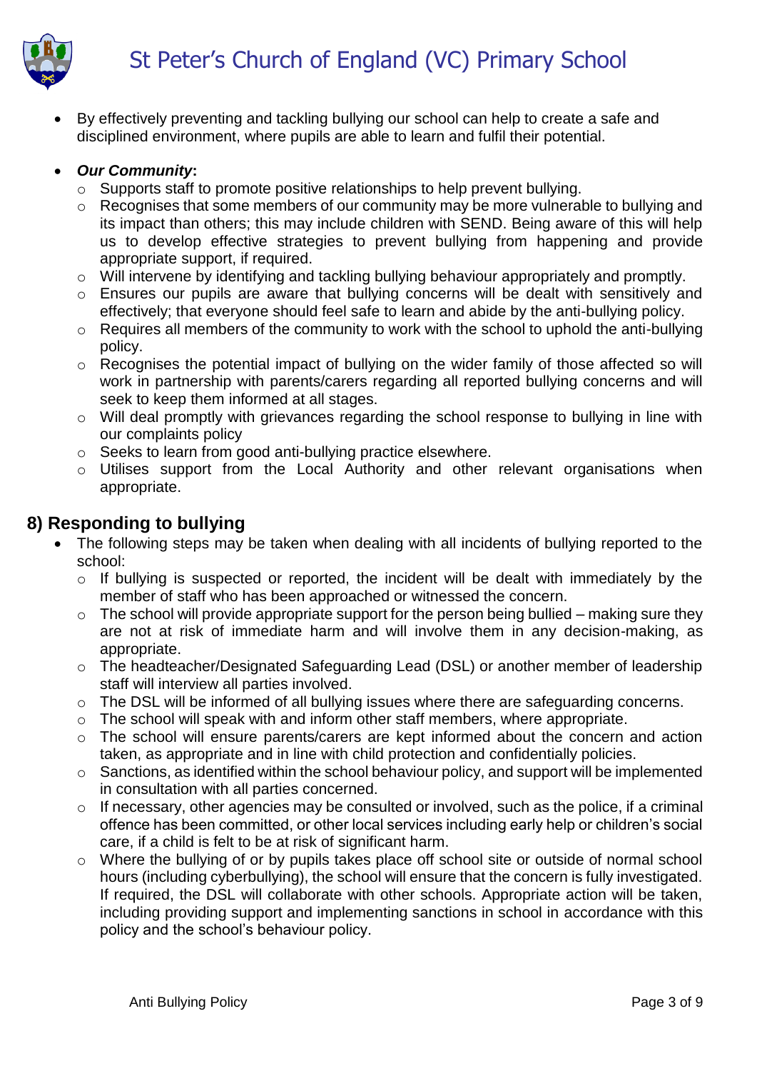- By effectively preventing and tackling bullying our school can help to create a safe and disciplined environment, where pupils are able to learn and fulfil their potential.

- ***Our Community*:**
  - Supports staff to promote positive relationships to help prevent bullying.
  - Recognises that some members of our community may be more vulnerable to bullying and its impact than others; this may include children with SEND. Being aware of this will help us to develop effective strategies to prevent bullying from happening and provide appropriate support, if required.
  - Will intervene by identifying and tackling bullying behaviour appropriately and promptly.
  - Ensures our pupils are aware that bullying concerns will be dealt with sensitively and effectively; that everyone should feel safe to learn and abide by the anti-bullying policy.
  - Requires all members of the community to work with the school to uphold the anti-bullying policy.
  - Recognises the potential impact of bullying on the wider family of those affected so will work in partnership with parents/carers regarding all reported bullying concerns and will seek to keep them informed at all stages.
  - Will deal promptly with grievances regarding the school response to bullying in line with our complaints policy
  - Seeks to learn from good anti-bullying practice elsewhere.
  - Utilises support from the Local Authority and other relevant organisations when appropriate.

## 8) Responding to bullying

- The following steps may be taken when dealing with all incidents of bullying reported to the school:
  - If bullying is suspected or reported, the incident will be dealt with immediately by the member of staff who has been approached or witnessed the concern.
  - The school will provide appropriate support for the person being bullied – making sure they are not at risk of immediate harm and will involve them in any decision-making, as appropriate.
  - The headteacher/Designated Safeguarding Lead (DSL) or another member of leadership staff will interview all parties involved.
  - The DSL will be informed of all bullying issues where there are safeguarding concerns.
  - The school will speak with and inform other staff members, where appropriate.
  - The school will ensure parents/carers are kept informed about the concern and action taken, as appropriate and in line with child protection and confidentially policies.
  - Sanctions, as identified within the school behaviour policy, and support will be implemented in consultation with all parties concerned.
  - If necessary, other agencies may be consulted or involved, such as the police, if a criminal offence has been committed, or other local services including early help or children's social care, if a child is felt to be at risk of significant harm.
  - Where the bullying of or by pupils takes place off school site or outside of normal school hours (including cyberbullying), the school will ensure that the concern is fully investigated. If required, the DSL will collaborate with other schools. Appropriate action will be taken, including providing support and implementing sanctions in school in accordance with this policy and the school's behaviour policy.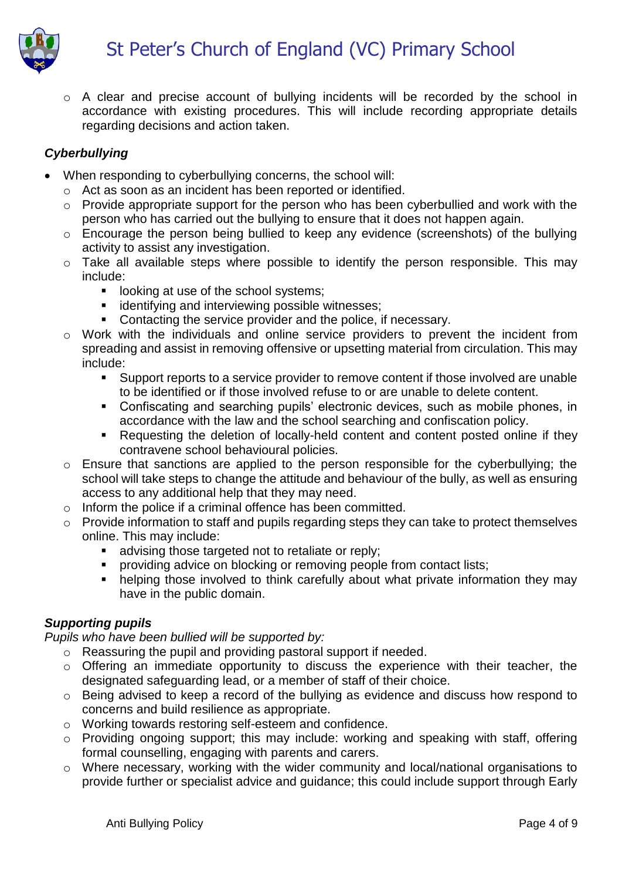- A clear and precise account of bullying incidents will be recorded by the school in accordance with existing procedures. This will include recording appropriate details regarding decisions and action taken.

### *Cyberbullying*

- When responding to cyberbullying concerns, the school will:
  - Act as soon as an incident has been reported or identified.
  - Provide appropriate support for the person who has been cyberbullied and work with the person who has carried out the bullying to ensure that it does not happen again.
  - Encourage the person being bullied to keep any evidence (screenshots) of the bullying activity to assist any investigation.
  - Take all available steps where possible to identify the person responsible. This may include:
    - looking at use of the school systems;
    - identifying and interviewing possible witnesses;
    - Contacting the service provider and the police, if necessary.
  - Work with the individuals and online service providers to prevent the incident from spreading and assist in removing offensive or upsetting material from circulation. This may include:
    - Support reports to a service provider to remove content if those involved are unable to be identified or if those involved refuse to or are unable to delete content.
    - Confiscating and searching pupils' electronic devices, such as mobile phones, in accordance with the law and the school searching and confiscation policy.
    - Requesting the deletion of locally-held content and content posted online if they contravene school behavioural policies.
  - Ensure that sanctions are applied to the person responsible for the cyberbullying; the school will take steps to change the attitude and behaviour of the bully, as well as ensuring access to any additional help that they may need.
  - Inform the police if a criminal offence has been committed.
  - Provide information to staff and pupils regarding steps they can take to protect themselves online. This may include:
    - advising those targeted not to retaliate or reply;
    - providing advice on blocking or removing people from contact lists;
    - helping those involved to think carefully about what private information they may have in the public domain.

### *Supporting pupils*

*Pupils who have been bullied will be supported by:*

- Reassuring the pupil and providing pastoral support if needed.
- Offering an immediate opportunity to discuss the experience with their teacher, the designated safeguarding lead, or a member of staff of their choice.
- Being advised to keep a record of the bullying as evidence and discuss how respond to concerns and build resilience as appropriate.
- Working towards restoring self-esteem and confidence.
- Providing ongoing support; this may include: working and speaking with staff, offering formal counselling, engaging with parents and carers.
- Where necessary, working with the wider community and local/national organisations to provide further or specialist advice and guidance; this could include support through Early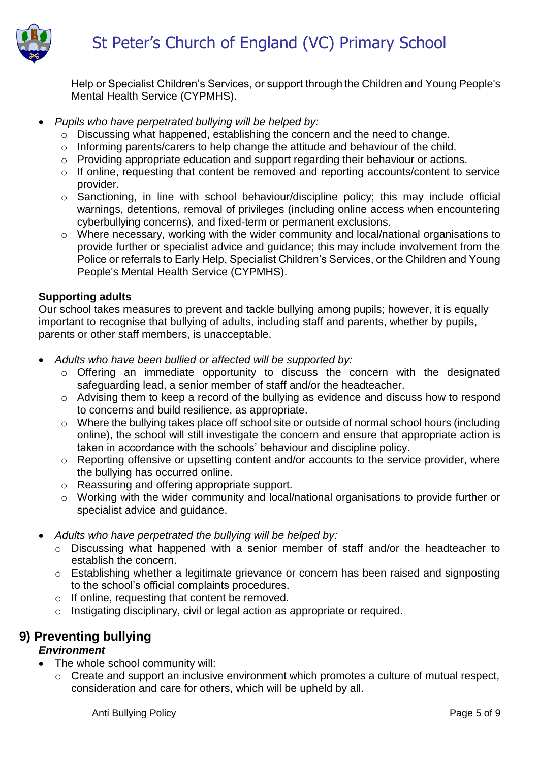Help or Specialist Children's Services, or support through the Children and Young People's Mental Health Service (CYPMHS).

- *Pupils who have perpetrated bullying will be helped by:*
    - Discussing what happened, establishing the concern and the need to change.
    - Informing parents/carers to help change the attitude and behaviour of the child.
    - Providing appropriate education and support regarding their behaviour or actions.
    - If online, requesting that content be removed and reporting accounts/content to service provider.
    - Sanctioning, in line with school behaviour/discipline policy; this may include official warnings, detentions, removal of privileges (including online access when encountering cyberbullying concerns), and fixed-term or permanent exclusions.
    - Where necessary, working with the wider community and local/national organisations to provide further or specialist advice and guidance; this may include involvement from the Police or referrals to Early Help, Specialist Children's Services, or the Children and Young People's Mental Health Service (CYPMHS).

**Supporting adults**

Our school takes measures to prevent and tackle bullying among pupils; however, it is equally important to recognise that bullying of adults, including staff and parents, whether by pupils, parents or other staff members, is unacceptable.

- *Adults who have been bullied or affected will be supported by:*
    - Offering an immediate opportunity to discuss the concern with the designated safeguarding lead, a senior member of staff and/or the headteacher.
    - Advising them to keep a record of the bullying as evidence and discuss how to respond to concerns and build resilience, as appropriate.
    - Where the bullying takes place off school site or outside of normal school hours (including online), the school will still investigate the concern and ensure that appropriate action is taken in accordance with the schools' behaviour and discipline policy.
    - Reporting offensive or upsetting content and/or accounts to the service provider, where the bullying has occurred online.
    - Reassuring and offering appropriate support.
    - Working with the wider community and local/national organisations to provide further or specialist advice and guidance.

- *Adults who have perpetrated the bullying will be helped by:*
    - Discussing what happened with a senior member of staff and/or the headteacher to establish the concern.
    - Establishing whether a legitimate grievance or concern has been raised and signposting to the school's official complaints procedures.
    - If online, requesting that content be removed.
    - Instigating disciplinary, civil or legal action as appropriate or required.

## 9) Preventing bullying

***Environment***

- The whole school community will:
    - Create and support an inclusive environment which promotes a culture of mutual respect, consideration and care for others, which will be upheld by all.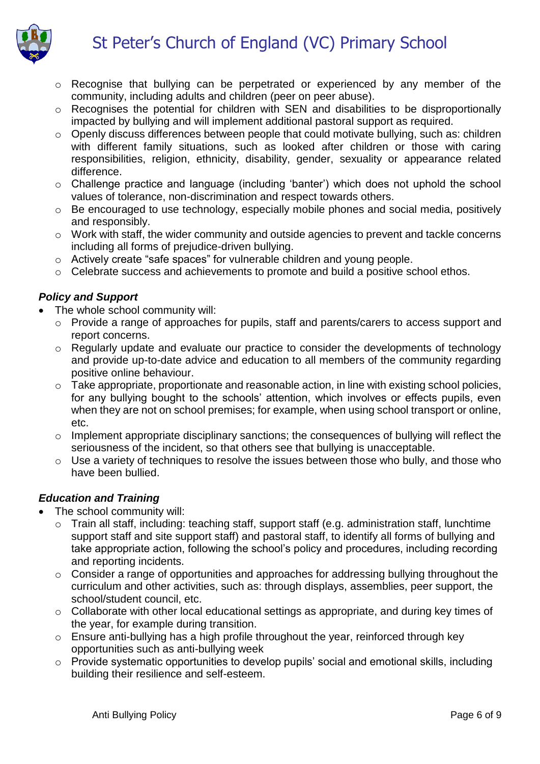- Recognise that bullying can be perpetrated or experienced by any member of the community, including adults and children (peer on peer abuse).
- Recognises the potential for children with SEN and disabilities to be disproportionally impacted by bullying and will implement additional pastoral support as required.
- Openly discuss differences between people that could motivate bullying, such as: children with different family situations, such as looked after children or those with caring responsibilities, religion, ethnicity, disability, gender, sexuality or appearance related difference.
- Challenge practice and language (including 'banter') which does not uphold the school values of tolerance, non-discrimination and respect towards others.
- Be encouraged to use technology, especially mobile phones and social media, positively and responsibly.
- Work with staff, the wider community and outside agencies to prevent and tackle concerns including all forms of prejudice-driven bullying.
- Actively create "safe spaces" for vulnerable children and young people.
- Celebrate success and achievements to promote and build a positive school ethos.

***Policy and Support***

- The whole school community will:
  - Provide a range of approaches for pupils, staff and parents/carers to access support and report concerns.
  - Regularly update and evaluate our practice to consider the developments of technology and provide up-to-date advice and education to all members of the community regarding positive online behaviour.
  - Take appropriate, proportionate and reasonable action, in line with existing school policies, for any bullying bought to the schools' attention, which involves or effects pupils, even when they are not on school premises; for example, when using school transport or online, etc.
  - Implement appropriate disciplinary sanctions; the consequences of bullying will reflect the seriousness of the incident, so that others see that bullying is unacceptable.
  - Use a variety of techniques to resolve the issues between those who bully, and those who have been bullied.

***Education and Training***

- The school community will:
  - Train all staff, including: teaching staff, support staff (e.g. administration staff, lunchtime support staff and site support staff) and pastoral staff, to identify all forms of bullying and take appropriate action, following the school's policy and procedures, including recording and reporting incidents.
  - Consider a range of opportunities and approaches for addressing bullying throughout the curriculum and other activities, such as: through displays, assemblies, peer support, the school/student council, etc.
  - Collaborate with other local educational settings as appropriate, and during key times of the year, for example during transition.
  - Ensure anti-bullying has a high profile throughout the year, reinforced through key opportunities such as anti-bullying week
  - Provide systematic opportunities to develop pupils' social and emotional skills, including building their resilience and self-esteem.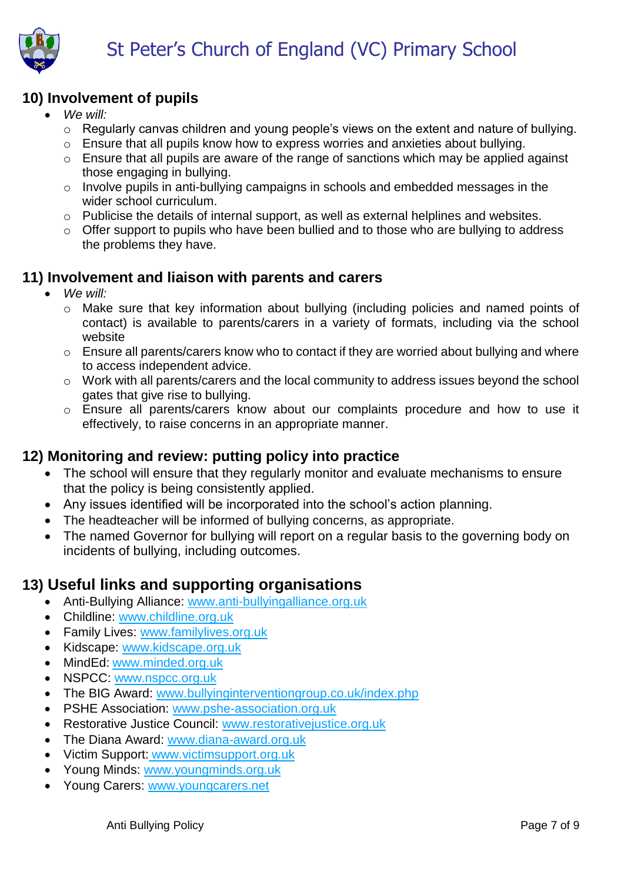## 10) Involvement of pupils

- *We will:*
  - Regularly canvas children and young people's views on the extent and nature of bullying.
  - Ensure that all pupils know how to express worries and anxieties about bullying.
  - Ensure that all pupils are aware of the range of sanctions which may be applied against those engaging in bullying.
  - Involve pupils in anti-bullying campaigns in schools and embedded messages in the wider school curriculum.
  - Publicise the details of internal support, as well as external helplines and websites.
  - Offer support to pupils who have been bullied and to those who are bullying to address the problems they have.

## 11) Involvement and liaison with parents and carers

- *We will:*
  - Make sure that key information about bullying (including policies and named points of contact) is available to parents/carers in a variety of formats, including via the school website
  - Ensure all parents/carers know who to contact if they are worried about bullying and where to access independent advice.
  - Work with all parents/carers and the local community to address issues beyond the school gates that give rise to bullying.
  - Ensure all parents/carers know about our complaints procedure and how to use it effectively, to raise concerns in an appropriate manner.

## 12) Monitoring and review: putting policy into practice

- The school will ensure that they regularly monitor and evaluate mechanisms to ensure that the policy is being consistently applied.
- Any issues identified will be incorporated into the school's action planning.
- The headteacher will be informed of bullying concerns, as appropriate.
- The named Governor for bullying will report on a regular basis to the governing body on incidents of bullying, including outcomes.

## 13) Useful links and supporting organisations

- Anti-Bullying Alliance: www.anti-bullyingalliance.org.uk
- Childline: www.childline.org.uk
- Family Lives: www.familylives.org.uk
- Kidscape: www.kidscape.org.uk
- MindEd: www.minded.org.uk
- NSPCC: www.nspcc.org.uk
- The BIG Award: www.bullyinginterventiongroup.co.uk/index.php
- PSHE Association: www.pshe-association.org.uk
- Restorative Justice Council: www.restorativejustice.org.uk
- The Diana Award: www.diana-award.org.uk
- Victim Support: www.victimsupport.org.uk
- Young Minds: www.youngminds.org.uk
- Young Carers: www.youngcarers.net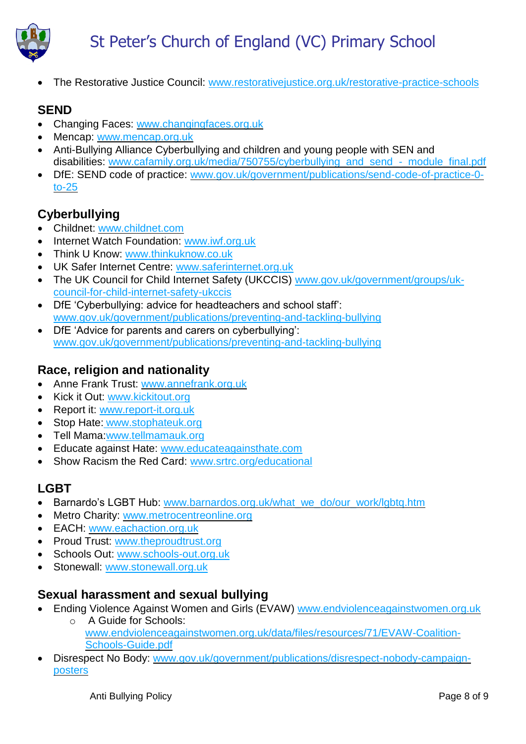- The Restorative Justice Council: www.restorativejustice.org.uk/restorative-practice-schools

## SEND

- Changing Faces: www.changingfaces.org.uk
- Mencap: www.mencap.org.uk
- Anti-Bullying Alliance Cyberbullying and children and young people with SEN and disabilities: www.cafamily.org.uk/media/750755/cyberbullying_and_send_-_module_final.pdf
- DfE: SEND code of practice: www.gov.uk/government/publications/send-code-of-practice-0-to-25

## Cyberbullying

- Childnet: www.childnet.com
- Internet Watch Foundation: www.iwf.org.uk
- Think U Know: www.thinkuknow.co.uk
- UK Safer Internet Centre: www.saferinternet.org.uk
- The UK Council for Child Internet Safety (UKCCIS) www.gov.uk/government/groups/uk-council-for-child-internet-safety-ukccis
- DfE 'Cyberbullying: advice for headteachers and school staff': www.gov.uk/government/publications/preventing-and-tackling-bullying
- DfE 'Advice for parents and carers on cyberbullying': www.gov.uk/government/publications/preventing-and-tackling-bullying

## Race, religion and nationality

- Anne Frank Trust: www.annefrank.org.uk
- Kick it Out: www.kickitout.org
- Report it: www.report-it.org.uk
- Stop Hate: www.stophateuk.org
- Tell Mama:www.tellmamauk.org
- Educate against Hate: www.educateagainsthate.com
- Show Racism the Red Card: www.srtrc.org/educational

## LGBT

- Barnardo's LGBT Hub: www.barnardos.org.uk/what_we_do/our_work/lgbtq.htm
- Metro Charity: www.metrocentreonline.org
- EACH: www.eachaction.org.uk
- Proud Trust: www.theproudtrust.org
- Schools Out: www.schools-out.org.uk
- Stonewall: www.stonewall.org.uk

## Sexual harassment and sexual bullying

- Ending Violence Against Women and Girls (EVAW) www.endviolenceagainstwomen.org.uk
  - A Guide for Schools: www.endviolenceagainstwomen.org.uk/data/files/resources/71/EVAW-Coalition-Schools-Guide.pdf
- Disrespect No Body: www.gov.uk/government/publications/disrespect-nobody-campaign-posters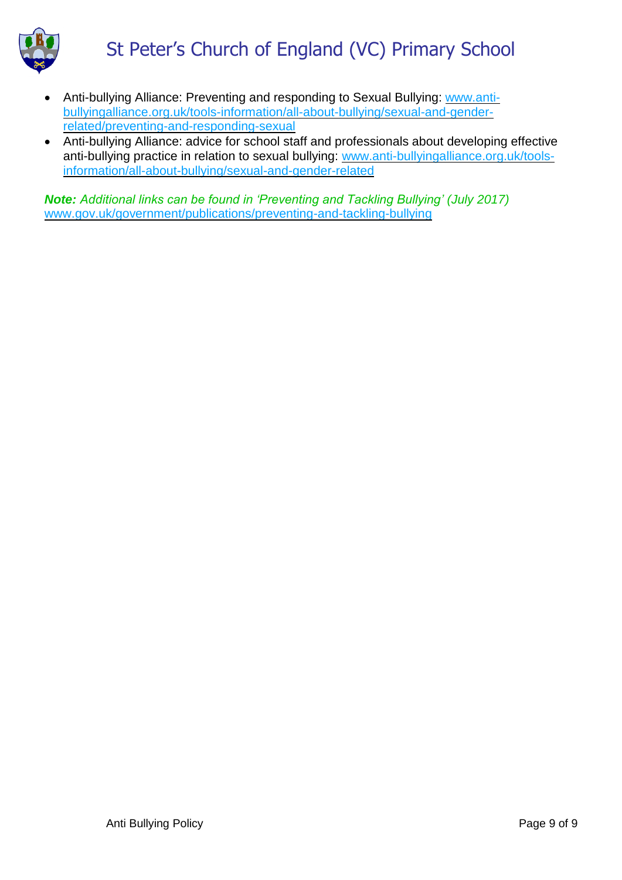- Anti-bullying Alliance: Preventing and responding to Sexual Bullying: www.anti-bullyingalliance.org.uk/tools-information/all-about-bullying/sexual-and-gender-related/preventing-and-responding-sexual
- Anti-bullying Alliance: advice for school staff and professionals about developing effective anti-bullying practice in relation to sexual bullying: www.anti-bullyingalliance.org.uk/tools-information/all-about-bullying/sexual-and-gender-related

***Note:*** *Additional links can be found in 'Preventing and Tackling Bullying' (July 2017)* www.gov.uk/government/publications/preventing-and-tackling-bullying